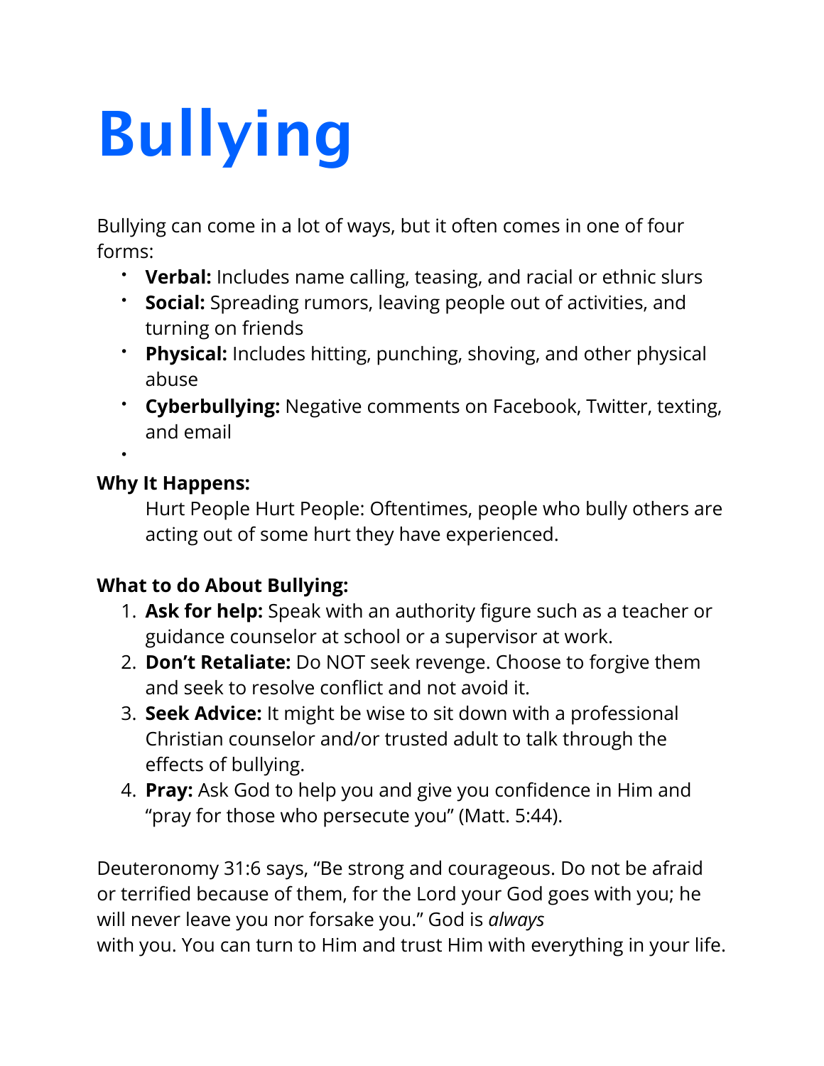# Bullying

Bullying can come in a lot of ways, but it often comes in one of four forms:

- **Verbal:** Includes name calling, teasing, and racial or ethnic slurs
- **Social:** Spreading rumors, leaving people out of activities, and turning on friends
- **Physical:** Includes hitting, punching, shoving, and other physical abuse
- **Cyberbullying:** Negative comments on Facebook, Twitter, texting, and email

**Why It Happens:**

Hurt People Hurt People: Oftentimes, people who bully others are acting out of some hurt they have experienced.

**What to do About Bullying:**

1. **Ask for help:** Speak with an authority figure such as a teacher or guidance counselor at school or a supervisor at work.
2. **Don't Retaliate:** Do NOT seek revenge. Choose to forgive them and seek to resolve conflict and not avoid it.
3. **Seek Advice:** It might be wise to sit down with a professional Christian counselor and/or trusted adult to talk through the effects of bullying.
4. **Pray:** Ask God to help you and give you confidence in Him and "pray for those who persecute you" (Matt. 5:44).

Deuteronomy 31:6 says, "Be strong and courageous. Do not be afraid or terrified because of them, for the Lord your God goes with you; he will never leave you nor forsake you." God is *always* with you. You can turn to Him and trust Him with everything in your life.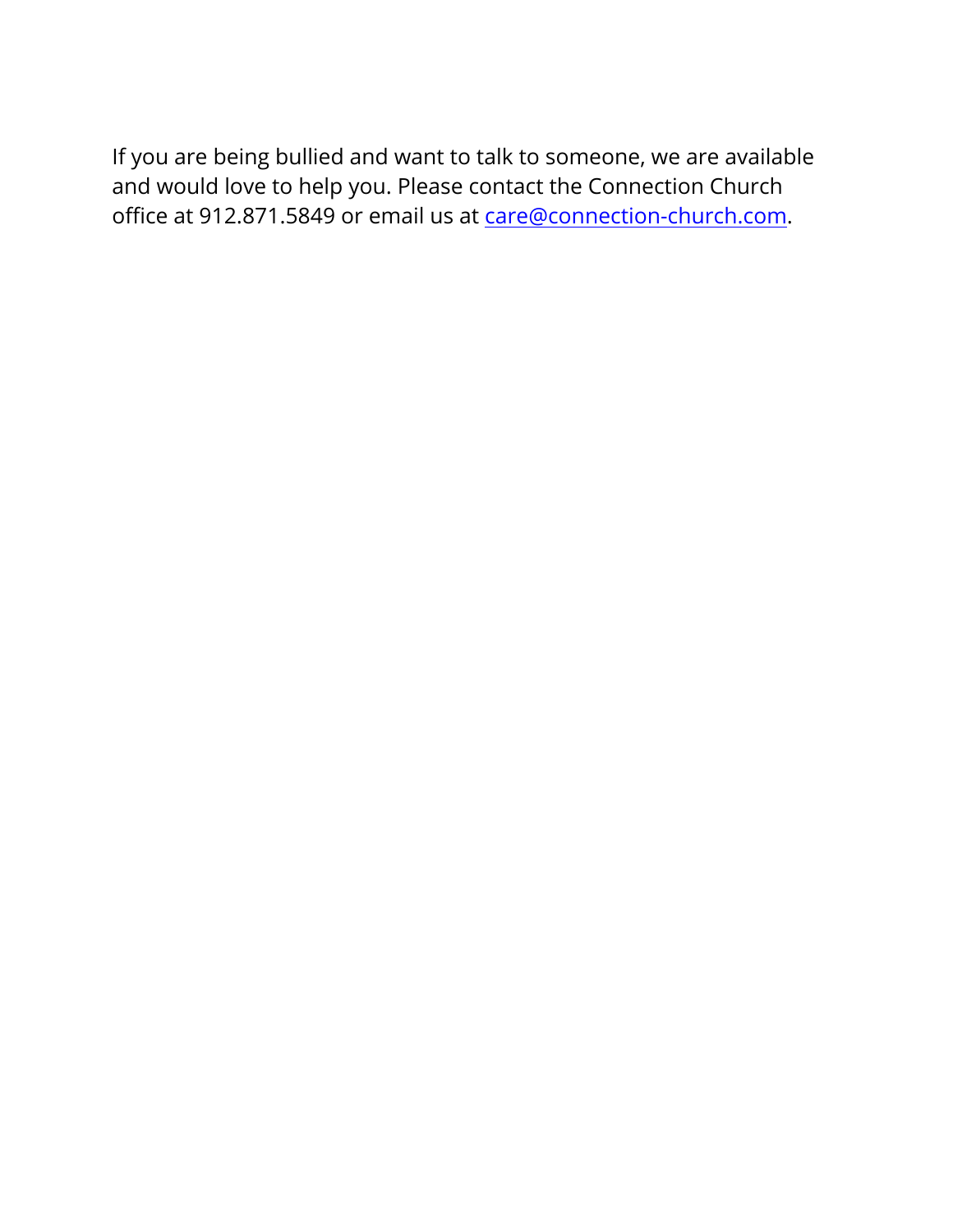If you are being bullied and want to talk to someone, we are available and would love to help you. Please contact the Connection Church office at 912.871.5849 or email us at [care@connection-church.com](mailto:care@connection-church.com).